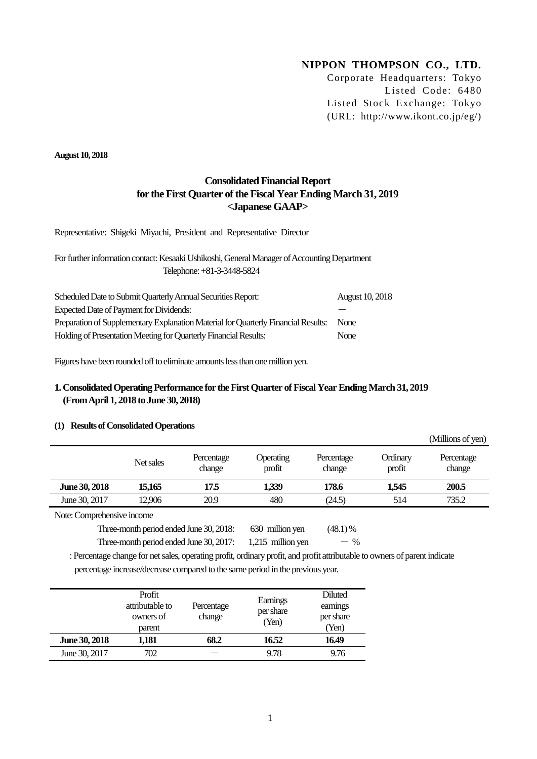**NIPPON THOMPSON CO., LTD.**
Corporate Headquarters: Tokyo
Listed Code: 6480
Listed Stock Exchange: Tokyo
(URL: http://www.ikont.co.jp/eg/)

**August 10, 2018**

# Consolidated Financial Report for the First Quarter of the Fiscal Year Ending March 31, 2019 <Japanese GAAP>

Representative: Shigeki Miyachi, President and Representative Director

For further information contact: Kesaaki Ushikoshi, General Manager of Accounting Department
Telephone: +81-3-3448-5824

| | |
|---|---|
| Scheduled Date to Submit Quarterly Annual Securities Report: | August 10, 2018 |
| Expected Date of Payment for Dividends: | ― |
| Preparation of Supplementary Explanation Material for Quarterly Financial Results: | None |
| Holding of Presentation Meeting for Quarterly Financial Results: | None |

Figures have been rounded off to eliminate amounts less than one million yen.

## 1. Consolidated Operating Performance for the First Quarter of Fiscal Year Ending March 31, 2019 (From April 1, 2018 to June 30, 2018)

### (1) Results of Consolidated Operations

(Millions of yen)

| | Net sales | Percentage change | Operating profit | Percentage change | Ordinary profit | Percentage change |
|---|---|---|---|---|---|---|
| **June 30, 2018** | **15,165** | **17.5** | **1,339** | **178.6** | **1,545** | **200.5** |
| June 30, 2017 | 12,906 | 20.9 | 480 | (24.5) | 514 | 735.2 |

Note: Comprehensive income

Three-month period ended June 30, 2018: 630 million yen (48.1) %

Three-month period ended June 30, 2017: 1,215 million yen － %

: Percentage change for net sales, operating profit, ordinary profit, and profit attributable to owners of parent indicate percentage increase/decrease compared to the same period in the previous year.

| | Profit attributable to owners of parent | Percentage change | Earnings per share (Yen) | Diluted earnings per share (Yen) |
|---|---|---|---|---|
| **June 30, 2018** | **1,181** | **68.2** | **16.52** | **16.49** |
| June 30, 2017 | 702 | － | 9.78 | 9.76 |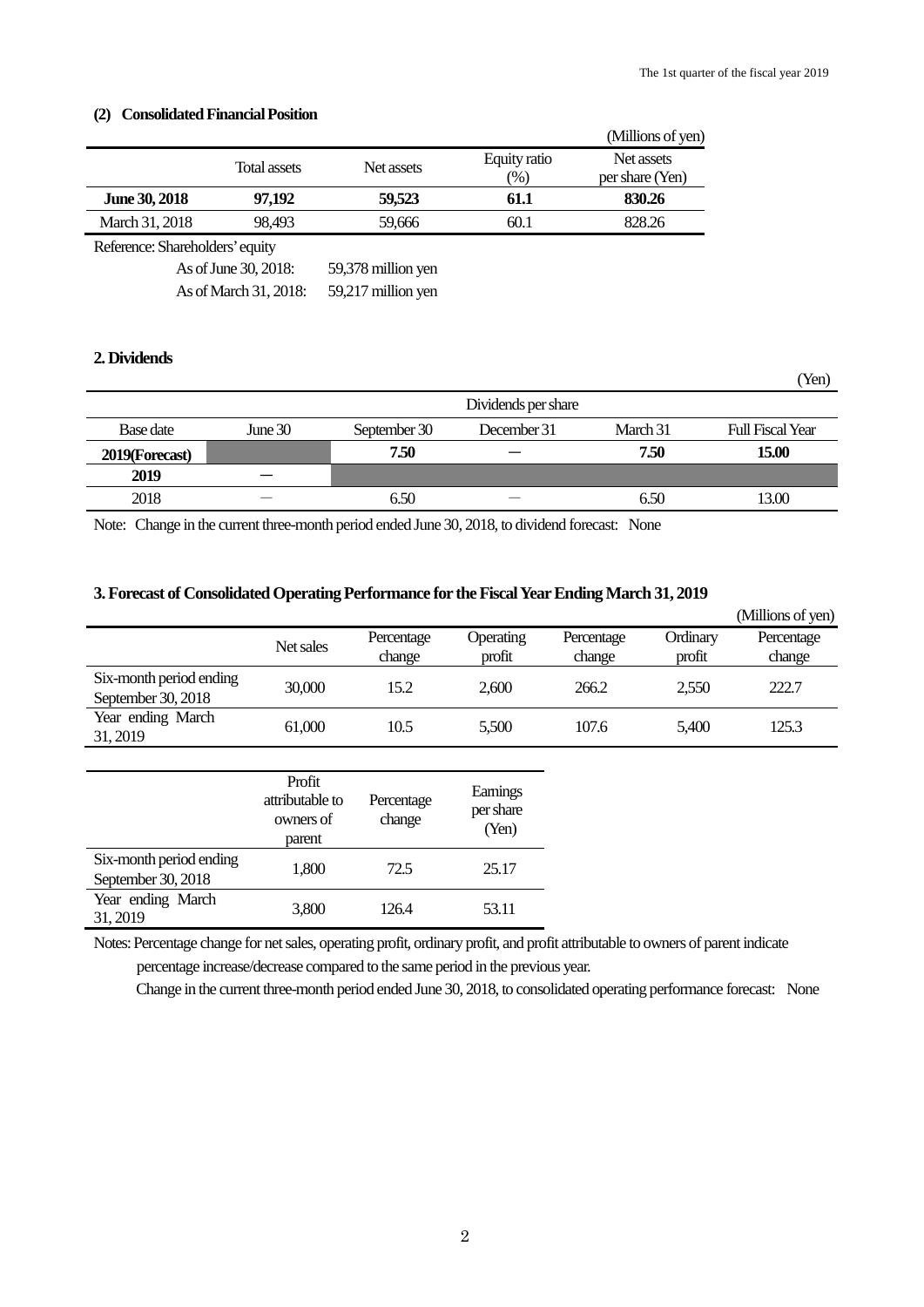### (2) Consolidated Financial Position

(Millions of yen)

| | Total assets | Net assets | Equity ratio (%) | Net assets per share (Yen) |
|---|---|---|---|---|
| **June 30, 2018** | **97,192** | **59,523** | **61.1** | **830.26** |
| March 31, 2018 | 98,493 | 59,666 | 60.1 | 828.26 |

Reference: Shareholders' equity

As of June 30, 2018: 59,378 million yen

As of March 31, 2018: 59,217 million yen

## 2. Dividends

(Yen)

| | Dividends per share | | | | |
|---|---|---|---|---|---|
| Base date | June 30 | September 30 | December 31 | March 31 | Full Fiscal Year |
| **2019(Forecast)** | | **7.50** | **―** | **7.50** | **15.00** |
| **2019** | **―** | | | | |
| 2018 | ― | 6.50 | ― | 6.50 | 13.00 |

Note: Change in the current three-month period ended June 30, 2018, to dividend forecast: None

## 3. Forecast of Consolidated Operating Performance for the Fiscal Year Ending March 31, 2019

(Millions of yen)

| | Net sales | Percentage change | Operating profit | Percentage change | Ordinary profit | Percentage change |
|---|---|---|---|---|---|---|
| Six-month period ending September 30, 2018 | 30,000 | 15.2 | 2,600 | 266.2 | 2,550 | 222.7 |
| Year ending March 31, 2019 | 61,000 | 10.5 | 5,500 | 107.6 | 5,400 | 125.3 |

| | Profit attributable to owners of parent | Percentage change | Earnings per share (Yen) |
|---|---|---|---|
| Six-month period ending September 30, 2018 | 1,800 | 72.5 | 25.17 |
| Year ending March 31, 2019 | 3,800 | 126.4 | 53.11 |

Notes: Percentage change for net sales, operating profit, ordinary profit, and profit attributable to owners of parent indicate percentage increase/decrease compared to the same period in the previous year.

Change in the current three-month period ended June 30, 2018, to consolidated operating performance forecast: None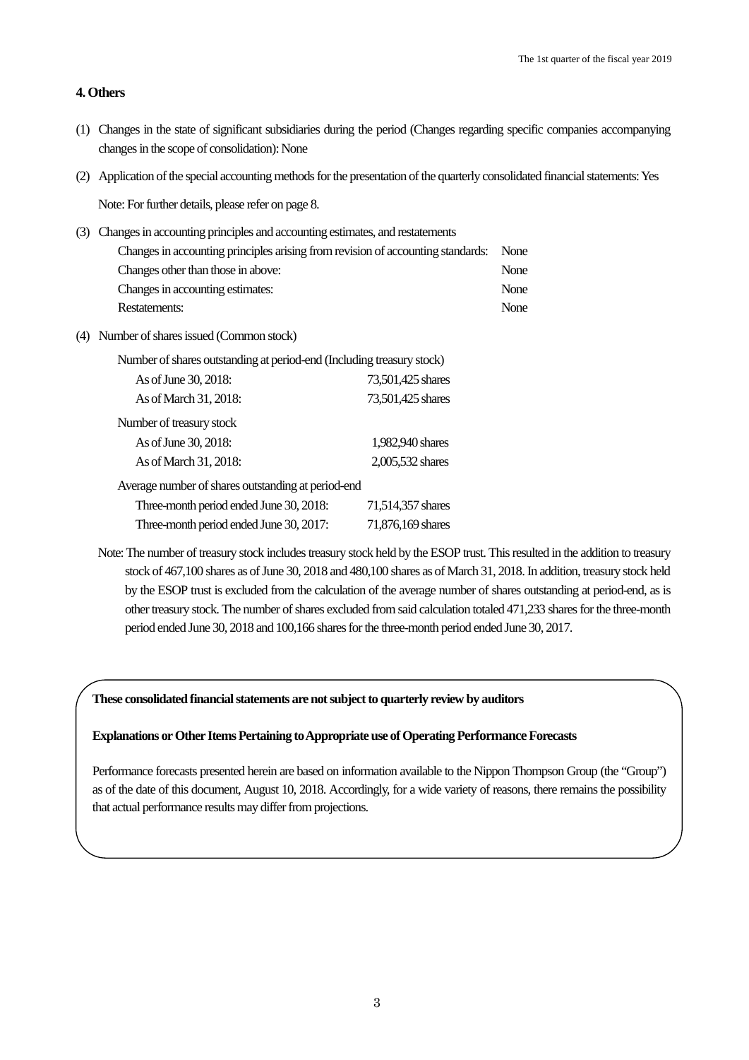## 4. Others

(1) Changes in the state of significant subsidiaries during the period (Changes regarding specific companies accompanying changes in the scope of consolidation): None

(2) Application of the special accounting methods for the presentation of the quarterly consolidated financial statements: Yes

Note: For further details, please refer on page 8.

(3) Changes in accounting principles and accounting estimates, and restatements

| | |
|---|---|
| Changes in accounting principles arising from revision of accounting standards: | None |
| Changes other than those in above: | None |
| Changes in accounting estimates: | None |
| Restatements: | None |

(4) Number of shares issued (Common stock)

| | |
|---|---|
| **Number of shares outstanding at period-end (Including treasury stock)** | |
| As of June 30, 2018: | 73,501,425 shares |
| As of March 31, 2018: | 73,501,425 shares |
| **Number of treasury stock** | |
| As of June 30, 2018: | 1,982,940 shares |
| As of March 31, 2018: | 2,005,532 shares |
| **Average number of shares outstanding at period-end** | |
| Three-month period ended June 30, 2018: | 71,514,357 shares |
| Three-month period ended June 30, 2017: | 71,876,169 shares |

Note: The number of treasury stock includes treasury stock held by the ESOP trust. This resulted in the addition to treasury stock of 467,100 shares as of June 30, 2018 and 480,100 shares as of March 31, 2018. In addition, treasury stock held by the ESOP trust is excluded from the calculation of the average number of shares outstanding at period-end, as is other treasury stock. The number of shares excluded from said calculation totaled 471,233 shares for the three-month period ended June 30, 2018 and 100,166 shares for the three-month period ended June 30, 2017.

**These consolidated financial statements are not subject to quarterly review by auditors**

**Explanations or Other Items Pertaining to Appropriate use of Operating Performance Forecasts**

Performance forecasts presented herein are based on information available to the Nippon Thompson Group (the "Group") as of the date of this document, August 10, 2018. Accordingly, for a wide variety of reasons, there remains the possibility that actual performance results may differ from projections.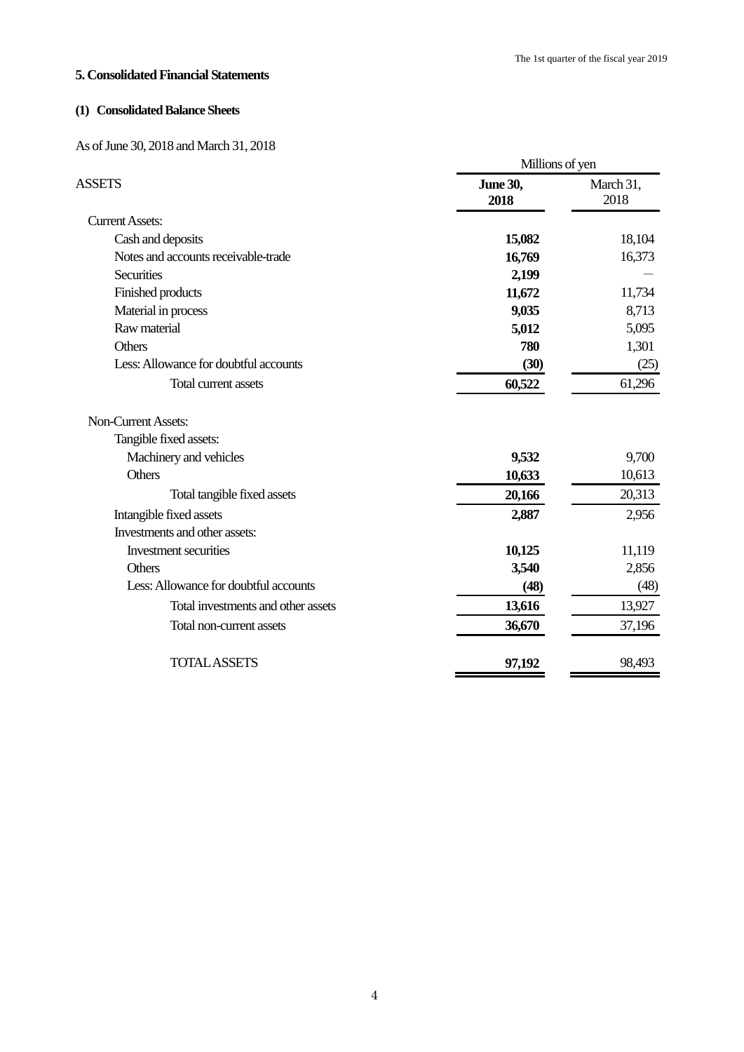## 5. Consolidated Financial Statements

### (1) Consolidated Balance Sheets

As of June 30, 2018 and March 31, 2018

| | Millions of yen | |
|---|---|---|
| ASSETS | **June 30, 2018** | March 31, 2018 |
| Current Assets: | | |
| Cash and deposits | **15,082** | 18,104 |
| Notes and accounts receivable-trade | **16,769** | 16,373 |
| Securities | **2,199** | — |
| Finished products | **11,672** | 11,734 |
| Material in process | **9,035** | 8,713 |
| Raw material | **5,012** | 5,095 |
| Others | **780** | 1,301 |
| Less: Allowance for doubtful accounts | **(30)** | (25) |
| Total current assets | **60,522** | 61,296 |
| Non-Current Assets: | | |
| Tangible fixed assets: | | |
| Machinery and vehicles | **9,532** | 9,700 |
| Others | **10,633** | 10,613 |
| Total tangible fixed assets | **20,166** | 20,313 |
| Intangible fixed assets | **2,887** | 2,956 |
| Investments and other assets: | | |
| Investment securities | **10,125** | 11,119 |
| Others | **3,540** | 2,856 |
| Less: Allowance for doubtful accounts | **(48)** | (48) |
| Total investments and other assets | **13,616** | 13,927 |
| Total non-current assets | **36,670** | 37,196 |
| TOTAL ASSETS | **97,192** | 98,493 |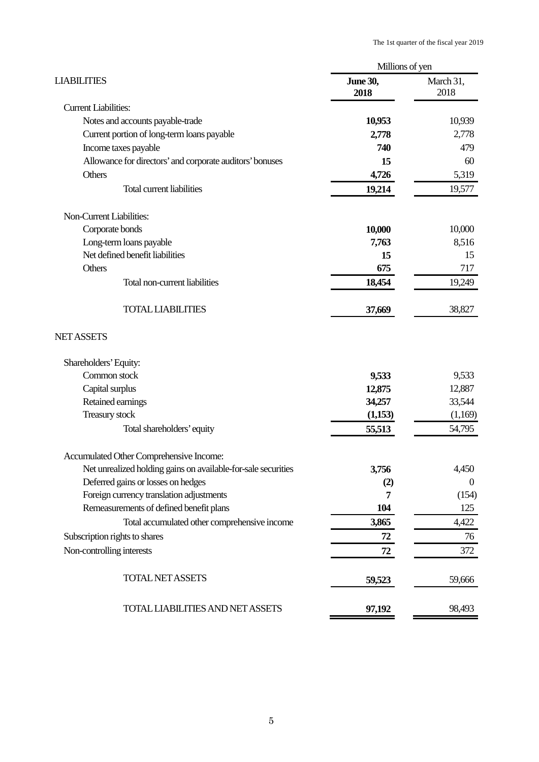| LIABILITIES | Millions of yen | |
|---|---|---|
| | **June 30, 2018** | March 31, 2018 |
| Current Liabilities: | | |
| Notes and accounts payable-trade | **10,953** | 10,939 |
| Current portion of long-term loans payable | **2,778** | 2,778 |
| Income taxes payable | **740** | 479 |
| Allowance for directors' and corporate auditors' bonuses | **15** | 60 |
| Others | **4,726** | 5,319 |
| Total current liabilities | **19,214** | 19,577 |
| Non-Current Liabilities: | | |
| Corporate bonds | **10,000** | 10,000 |
| Long-term loans payable | **7,763** | 8,516 |
| Net defined benefit liabilities | **15** | 15 |
| Others | **675** | 717 |
| Total non-current liabilities | **18,454** | 19,249 |
| TOTAL LIABILITIES | **37,669** | 38,827 |
| NET ASSETS | | |
| Shareholders' Equity: | | |
| Common stock | **9,533** | 9,533 |
| Capital surplus | **12,875** | 12,887 |
| Retained earnings | **34,257** | 33,544 |
| Treasury stock | **(1,153)** | (1,169) |
| Total shareholders' equity | **55,513** | 54,795 |
| Accumulated Other Comprehensive Income: | | |
| Net unrealized holding gains on available-for-sale securities | **3,756** | 4,450 |
| Deferred gains or losses on hedges | **(2)** | 0 |
| Foreign currency translation adjustments | **7** | (154) |
| Remeasurements of defined benefit plans | **104** | 125 |
| Total accumulated other comprehensive income | **3,865** | 4,422 |
| Subscription rights to shares | **72** | 76 |
| Non-controlling interests | **72** | 372 |
| TOTAL NET ASSETS | **59,523** | 59,666 |
| TOTAL LIABILITIES AND NET ASSETS | **97,192** | 98,493 |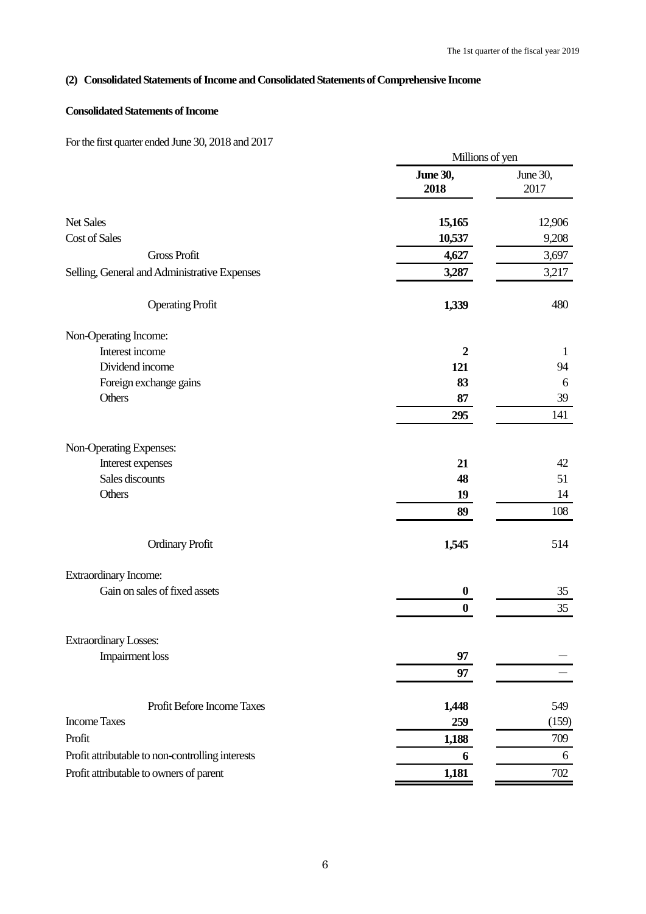## (2) Consolidated Statements of Income and Consolidated Statements of Comprehensive Income

### Consolidated Statements of Income

For the first quarter ended June 30, 2018 and 2017

| | Millions of yen | |
|---|---|---|
| | **June 30, 2018** | June 30, 2017 |
| Net Sales | **15,165** | 12,906 |
| Cost of Sales | **10,537** | 9,208 |
| Gross Profit | **4,627** | 3,697 |
| Selling, General and Administrative Expenses | **3,287** | 3,217 |
| Operating Profit | **1,339** | 480 |
| Non-Operating Income: | | |
| Interest income | **2** | 1 |
| Dividend income | **121** | 94 |
| Foreign exchange gains | **83** | 6 |
| Others | **87** | 39 |
| | **295** | 141 |
| Non-Operating Expenses: | | |
| Interest expenses | **21** | 42 |
| Sales discounts | **48** | 51 |
| Others | **19** | 14 |
| | **89** | 108 |
| Ordinary Profit | **1,545** | 514 |
| Extraordinary Income: | | |
| Gain on sales of fixed assets | **0** | 35 |
| | **0** | 35 |
| Extraordinary Losses: | | |
| Impairment loss | **97** | ― |
| | **97** | ― |
| Profit Before Income Taxes | **1,448** | 549 |
| Income Taxes | **259** | (159) |
| Profit | **1,188** | 709 |
| Profit attributable to non-controlling interests | **6** | 6 |
| Profit attributable to owners of parent | **1,181** | 702 |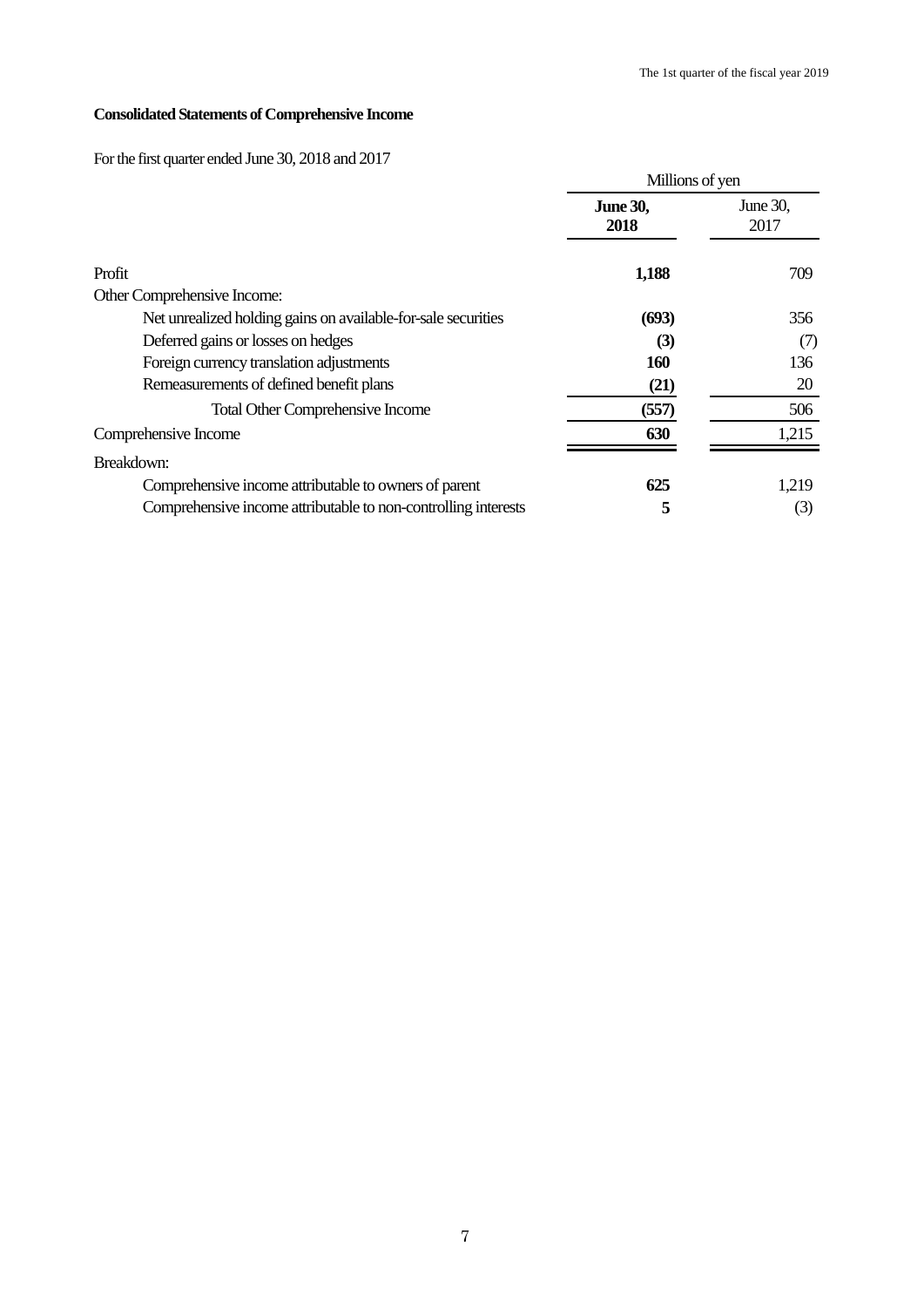**Consolidated Statements of Comprehensive Income**

For the first quarter ended June 30, 2018 and 2017

| | Millions of yen | |
|---|---|---|
| | **June 30, 2018** | June 30, 2017 |
| Profit | **1,188** | 709 |
| Other Comprehensive Income: | | |
| Net unrealized holding gains on available-for-sale securities | **(693)** | 356 |
| Deferred gains or losses on hedges | **(3)** | (7) |
| Foreign currency translation adjustments | **160** | 136 |
| Remeasurements of defined benefit plans | **(21)** | 20 |
| Total Other Comprehensive Income | **(557)** | 506 |
| Comprehensive Income | **630** | 1,215 |
| Breakdown: | | |
| Comprehensive income attributable to owners of parent | **625** | 1,219 |
| Comprehensive income attributable to non-controlling interests | **5** | (3) |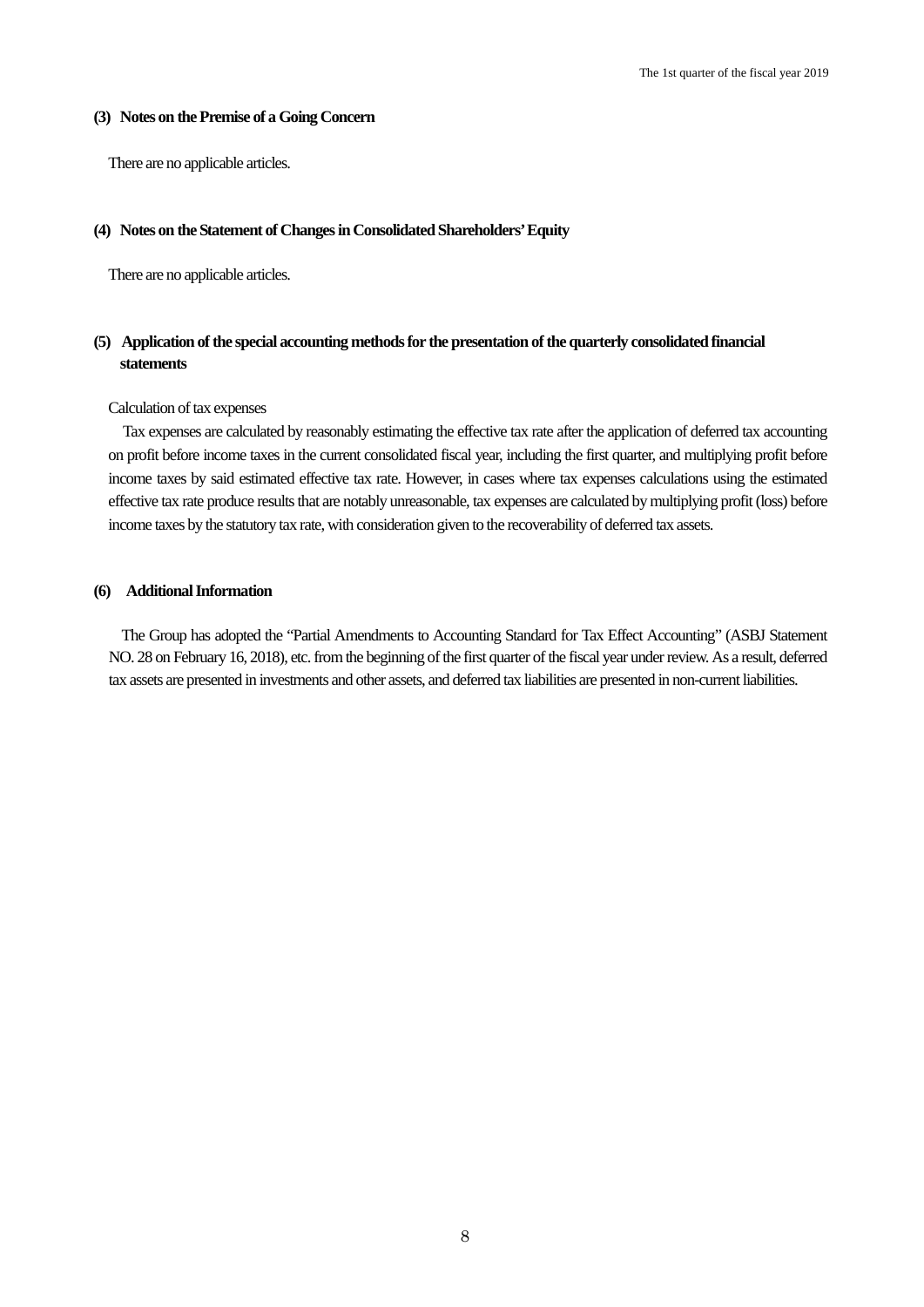### (3) Notes on the Premise of a Going Concern

There are no applicable articles.

### (4) Notes on the Statement of Changes in Consolidated Shareholders' Equity

There are no applicable articles.

### (5) Application of the special accounting methods for the presentation of the quarterly consolidated financial statements

Calculation of tax expenses

Tax expenses are calculated by reasonably estimating the effective tax rate after the application of deferred tax accounting on profit before income taxes in the current consolidated fiscal year, including the first quarter, and multiplying profit before income taxes by said estimated effective tax rate. However, in cases where tax expenses calculations using the estimated effective tax rate produce results that are notably unreasonable, tax expenses are calculated by multiplying profit (loss) before income taxes by the statutory tax rate, with consideration given to the recoverability of deferred tax assets.

### (6) Additional Information

The Group has adopted the "Partial Amendments to Accounting Standard for Tax Effect Accounting" (ASBJ Statement NO. 28 on February 16, 2018), etc. from the beginning of the first quarter of the fiscal year under review. As a result, deferred tax assets are presented in investments and other assets, and deferred tax liabilities are presented in non-current liabilities.